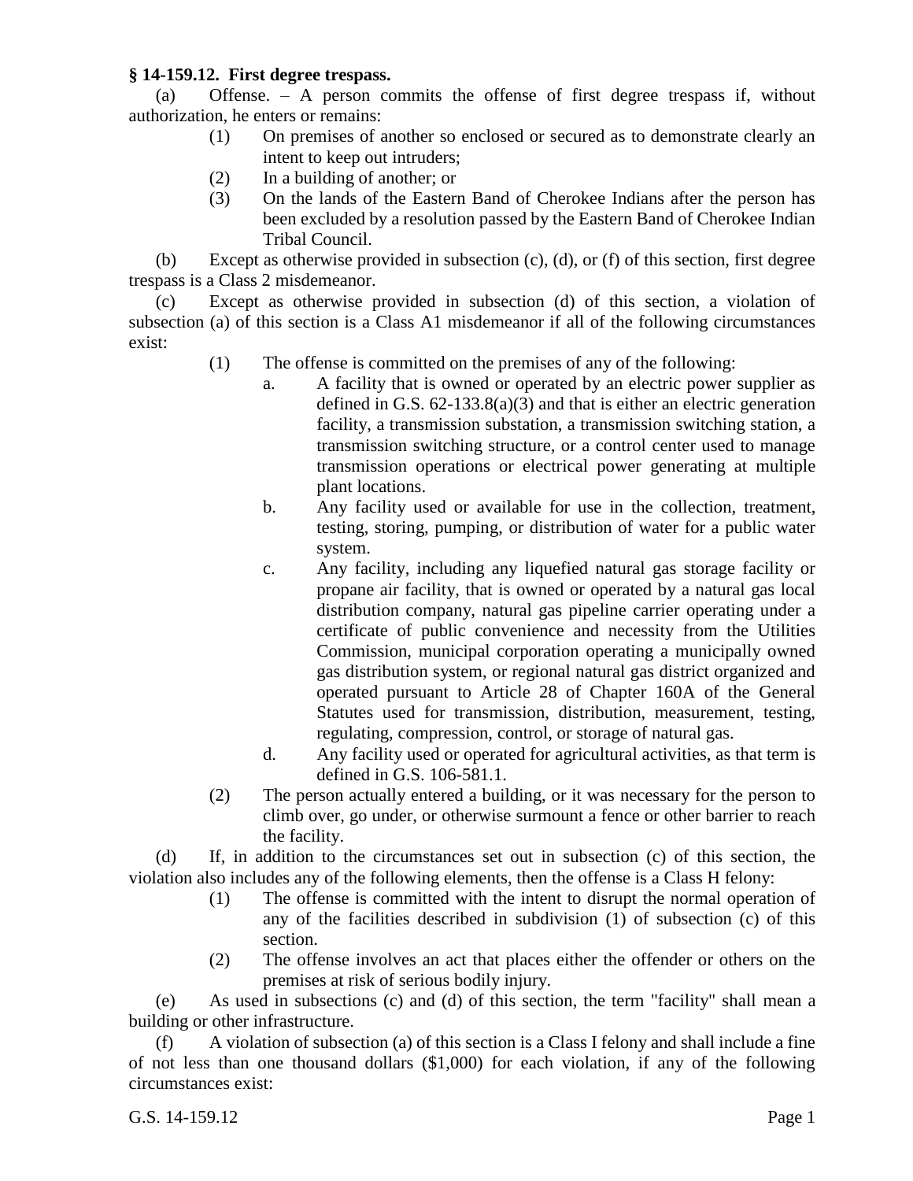**§ 14-159.12. First degree trespass.**

(a) Offense. – A person commits the offense of first degree trespass if, without authorization, he enters or remains:

(1) On premises of another so enclosed or secured as to demonstrate clearly an intent to keep out intruders;

(2) In a building of another; or

(3) On the lands of the Eastern Band of Cherokee Indians after the person has been excluded by a resolution passed by the Eastern Band of Cherokee Indian Tribal Council.

(b) Except as otherwise provided in subsection (c), (d), or (f) of this section, first degree trespass is a Class 2 misdemeanor.

(c) Except as otherwise provided in subsection (d) of this section, a violation of subsection (a) of this section is a Class A1 misdemeanor if all of the following circumstances exist:

(1) The offense is committed on the premises of any of the following:

a. A facility that is owned or operated by an electric power supplier as defined in G.S. 62-133.8(a)(3) and that is either an electric generation facility, a transmission substation, a transmission switching station, a transmission switching structure, or a control center used to manage transmission operations or electrical power generating at multiple plant locations.

b. Any facility used or available for use in the collection, treatment, testing, storing, pumping, or distribution of water for a public water system.

c. Any facility, including any liquefied natural gas storage facility or propane air facility, that is owned or operated by a natural gas local distribution company, natural gas pipeline carrier operating under a certificate of public convenience and necessity from the Utilities Commission, municipal corporation operating a municipally owned gas distribution system, or regional natural gas district organized and operated pursuant to Article 28 of Chapter 160A of the General Statutes used for transmission, distribution, measurement, testing, regulating, compression, control, or storage of natural gas.

d. Any facility used or operated for agricultural activities, as that term is defined in G.S. 106-581.1.

(2) The person actually entered a building, or it was necessary for the person to climb over, go under, or otherwise surmount a fence or other barrier to reach the facility.

(d) If, in addition to the circumstances set out in subsection (c) of this section, the violation also includes any of the following elements, then the offense is a Class H felony:

(1) The offense is committed with the intent to disrupt the normal operation of any of the facilities described in subdivision (1) of subsection (c) of this section.

(2) The offense involves an act that places either the offender or others on the premises at risk of serious bodily injury.

(e) As used in subsections (c) and (d) of this section, the term "facility" shall mean a building or other infrastructure.

(f) A violation of subsection (a) of this section is a Class I felony and shall include a fine of not less than one thousand dollars ($1,000) for each violation, if any of the following circumstances exist: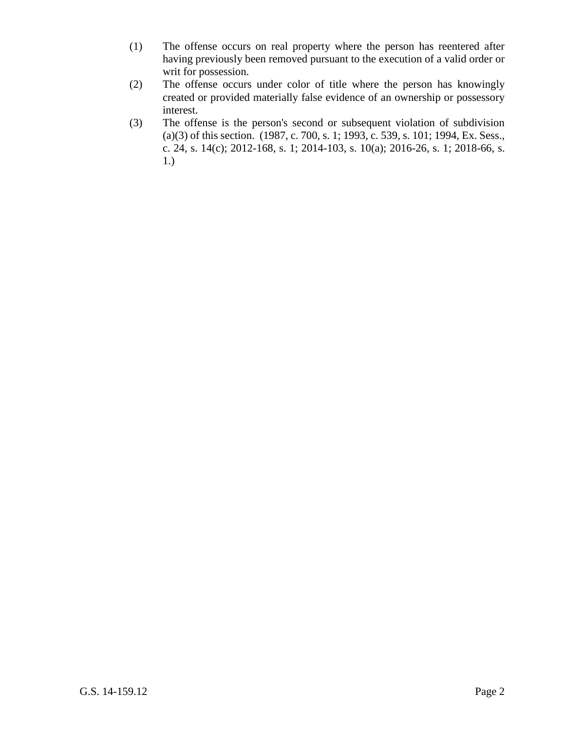(1) The offense occurs on real property where the person has reentered after having previously been removed pursuant to the execution of a valid order or writ for possession.

(2) The offense occurs under color of title where the person has knowingly created or provided materially false evidence of an ownership or possessory interest.

(3) The offense is the person's second or subsequent violation of subdivision (a)(3) of this section. (1987, c. 700, s. 1; 1993, c. 539, s. 101; 1994, Ex. Sess., c. 24, s. 14(c); 2012-168, s. 1; 2014-103, s. 10(a); 2016-26, s. 1; 2018-66, s. 1.)